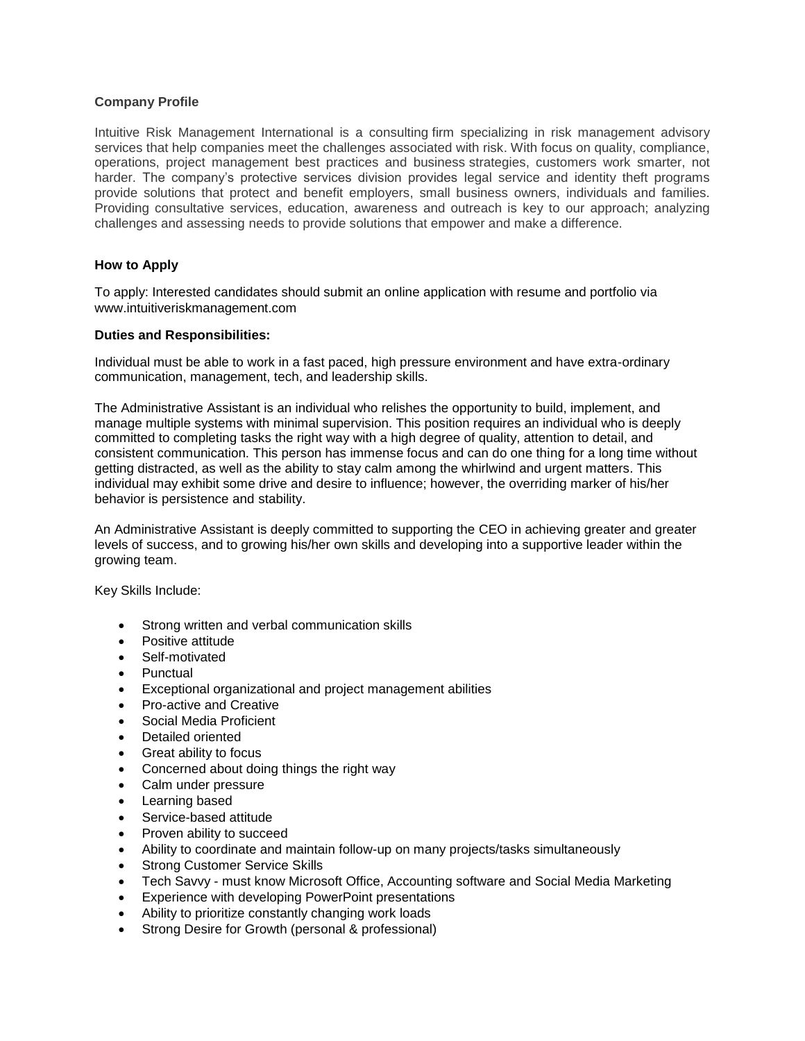**Company Profile**

Intuitive Risk Management International is a consulting firm specializing in risk management advisory services that help companies meet the challenges associated with risk. With focus on quality, compliance, operations, project management best practices and business strategies, customers work smarter, not harder. The company's protective services division provides legal service and identity theft programs provide solutions that protect and benefit employers, small business owners, individuals and families. Providing consultative services, education, awareness and outreach is key to our approach; analyzing challenges and assessing needs to provide solutions that empower and make a difference.

**How to Apply**

To apply: Interested candidates should submit an online application with resume and portfolio via www.intuitiveriskmanagement.com

**Duties and Responsibilities:**

Individual must be able to work in a fast paced, high pressure environment and have extra-ordinary communication, management, tech, and leadership skills.

The Administrative Assistant is an individual who relishes the opportunity to build, implement, and manage multiple systems with minimal supervision. This position requires an individual who is deeply committed to completing tasks the right way with a high degree of quality, attention to detail, and consistent communication. This person has immense focus and can do one thing for a long time without getting distracted, as well as the ability to stay calm among the whirlwind and urgent matters. This individual may exhibit some drive and desire to influence; however, the overriding marker of his/her behavior is persistence and stability.

An Administrative Assistant is deeply committed to supporting the CEO in achieving greater and greater levels of success, and to growing his/her own skills and developing into a supportive leader within the growing team.

Key Skills Include:

- Strong written and verbal communication skills
- Positive attitude
- Self-motivated
- Punctual
- Exceptional organizational and project management abilities
- Pro-active and Creative
- Social Media Proficient
- Detailed oriented
- Great ability to focus
- Concerned about doing things the right way
- Calm under pressure
- Learning based
- Service-based attitude
- Proven ability to succeed
- Ability to coordinate and maintain follow-up on many projects/tasks simultaneously
- Strong Customer Service Skills
- Tech Savvy - must know Microsoft Office, Accounting software and Social Media Marketing
- Experience with developing PowerPoint presentations
- Ability to prioritize constantly changing work loads
- Strong Desire for Growth (personal & professional)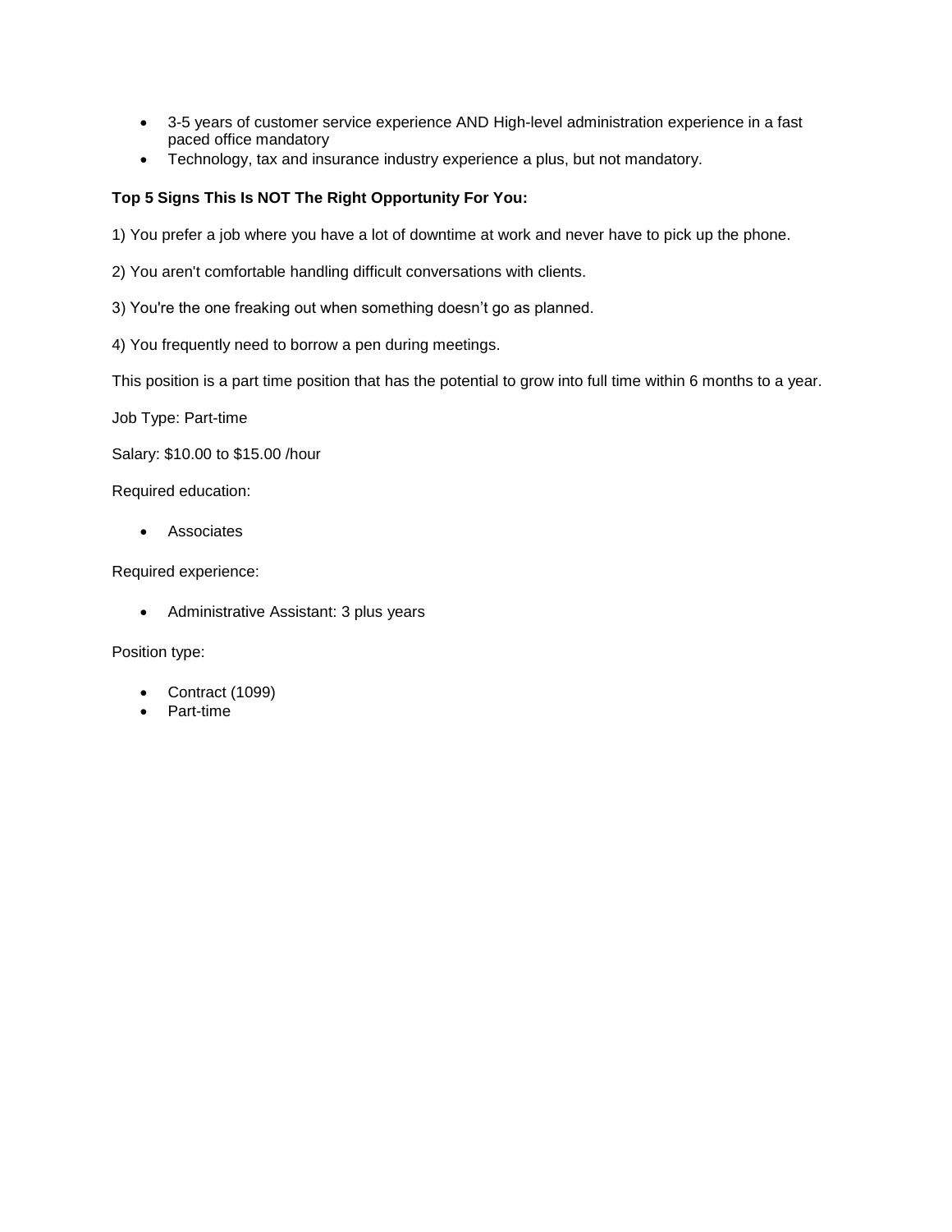- 3-5 years of customer service experience AND High-level administration experience in a fast paced office mandatory
- Technology, tax and insurance industry experience a plus, but not mandatory.

**Top 5 Signs This Is NOT The Right Opportunity For You:**

1) You prefer a job where you have a lot of downtime at work and never have to pick up the phone.

2) You aren't comfortable handling difficult conversations with clients.

3) You're the one freaking out when something doesn't go as planned.

4) You frequently need to borrow a pen during meetings.

This position is a part time position that has the potential to grow into full time within 6 months to a year.

Job Type: Part-time

Salary: $10.00 to $15.00 /hour

Required education:

- Associates

Required experience:

- Administrative Assistant: 3 plus years

Position type:

- Contract (1099)
- Part-time